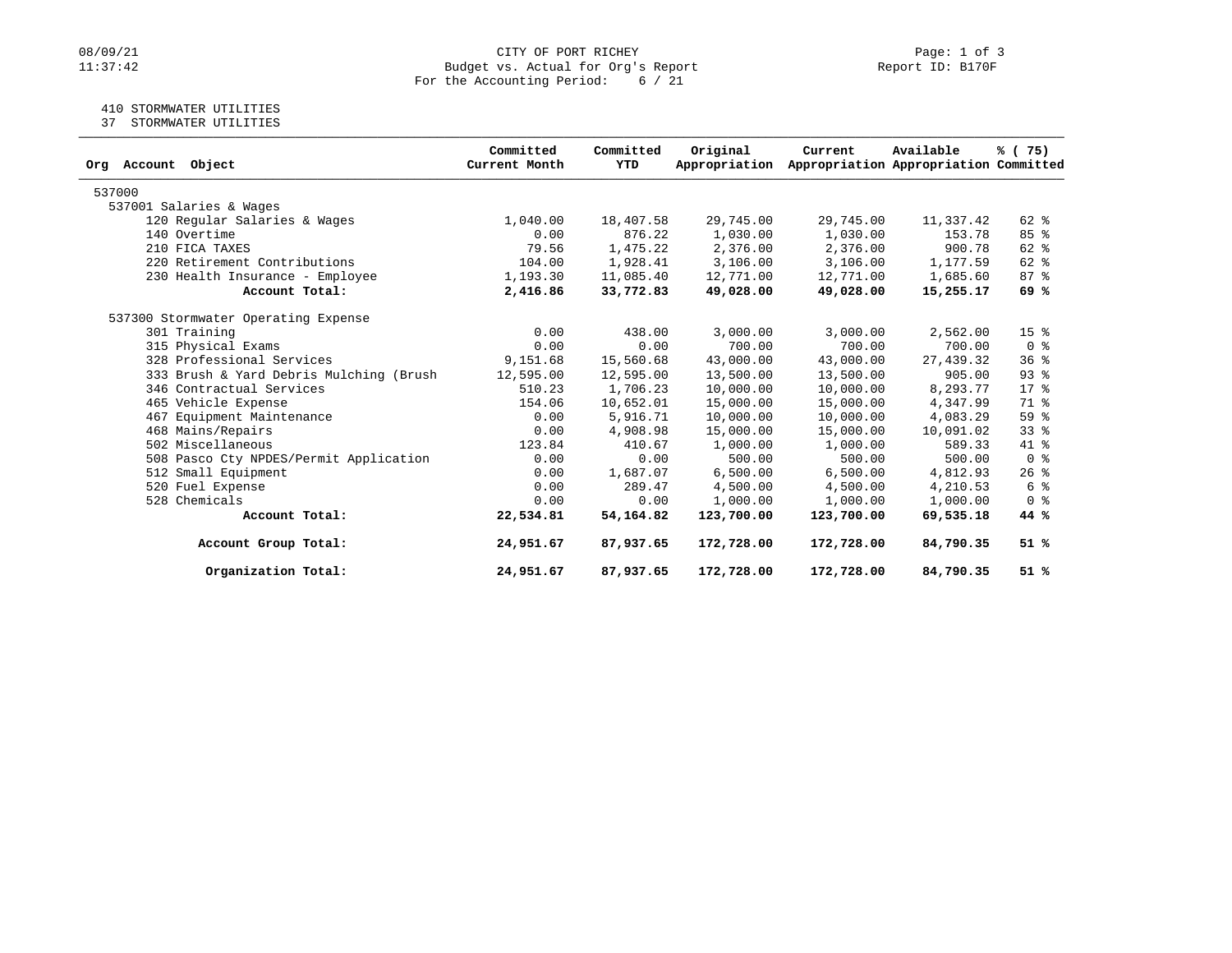CITY OF PORT RICHEY
Budget vs. Actual for Org's Report
For the Accounting Period: 6 / 21

08/09/21
11:37:42

Report ID: B170F

410 STORMWATER UTILITIES
37 STORMWATER UTILITIES

| Org Account Object | Committed Current Month | Committed YTD | Original Appropriation | Current Appropriation | Available Appropriation | % ( 75) Committed |
|---|---|---|---|---|---|---|
| 537000 | | | | | | |
| 537001 Salaries & Wages | | | | | | |
| 120 Regular Salaries & Wages | 1,040.00 | 18,407.58 | 29,745.00 | 29,745.00 | 11,337.42 | 62 % |
| 140 Overtime | 0.00 | 876.22 | 1,030.00 | 1,030.00 | 153.78 | 85 % |
| 210 FICA TAXES | 79.56 | 1,475.22 | 2,376.00 | 2,376.00 | 900.78 | 62 % |
| 220 Retirement Contributions | 104.00 | 1,928.41 | 3,106.00 | 3,106.00 | 1,177.59 | 62 % |
| 230 Health Insurance - Employee | 1,193.30 | 11,085.40 | 12,771.00 | 12,771.00 | 1,685.60 | 87 % |
| **Account Total:** | **2,416.86** | **33,772.83** | **49,028.00** | **49,028.00** | **15,255.17** | **69 %** |
| 537300 Stormwater Operating Expense | | | | | | |
| 301 Training | 0.00 | 438.00 | 3,000.00 | 3,000.00 | 2,562.00 | 15 % |
| 315 Physical Exams | 0.00 | 0.00 | 700.00 | 700.00 | 700.00 | 0 % |
| 328 Professional Services | 9,151.68 | 15,560.68 | 43,000.00 | 43,000.00 | 27,439.32 | 36 % |
| 333 Brush & Yard Debris Mulching (Brush | 12,595.00 | 12,595.00 | 13,500.00 | 13,500.00 | 905.00 | 93 % |
| 346 Contractual Services | 510.23 | 1,706.23 | 10,000.00 | 10,000.00 | 8,293.77 | 17 % |
| 465 Vehicle Expense | 154.06 | 10,652.01 | 15,000.00 | 15,000.00 | 4,347.99 | 71 % |
| 467 Equipment Maintenance | 0.00 | 5,916.71 | 10,000.00 | 10,000.00 | 4,083.29 | 59 % |
| 468 Mains/Repairs | 0.00 | 4,908.98 | 15,000.00 | 15,000.00 | 10,091.02 | 33 % |
| 502 Miscellaneous | 123.84 | 410.67 | 1,000.00 | 1,000.00 | 589.33 | 41 % |
| 508 Pasco Cty NPDES/Permit Application | 0.00 | 0.00 | 500.00 | 500.00 | 500.00 | 0 % |
| 512 Small Equipment | 0.00 | 1,687.07 | 6,500.00 | 6,500.00 | 4,812.93 | 26 % |
| 520 Fuel Expense | 0.00 | 289.47 | 4,500.00 | 4,500.00 | 4,210.53 | 6 % |
| 528 Chemicals | 0.00 | 0.00 | 1,000.00 | 1,000.00 | 1,000.00 | 0 % |
| **Account Total:** | **22,534.81** | **54,164.82** | **123,700.00** | **123,700.00** | **69,535.18** | **44 %** |
| **Account Group Total:** | **24,951.67** | **87,937.65** | **172,728.00** | **172,728.00** | **84,790.35** | **51 %** |
| **Organization Total:** | **24,951.67** | **87,937.65** | **172,728.00** | **172,728.00** | **84,790.35** | **51 %** |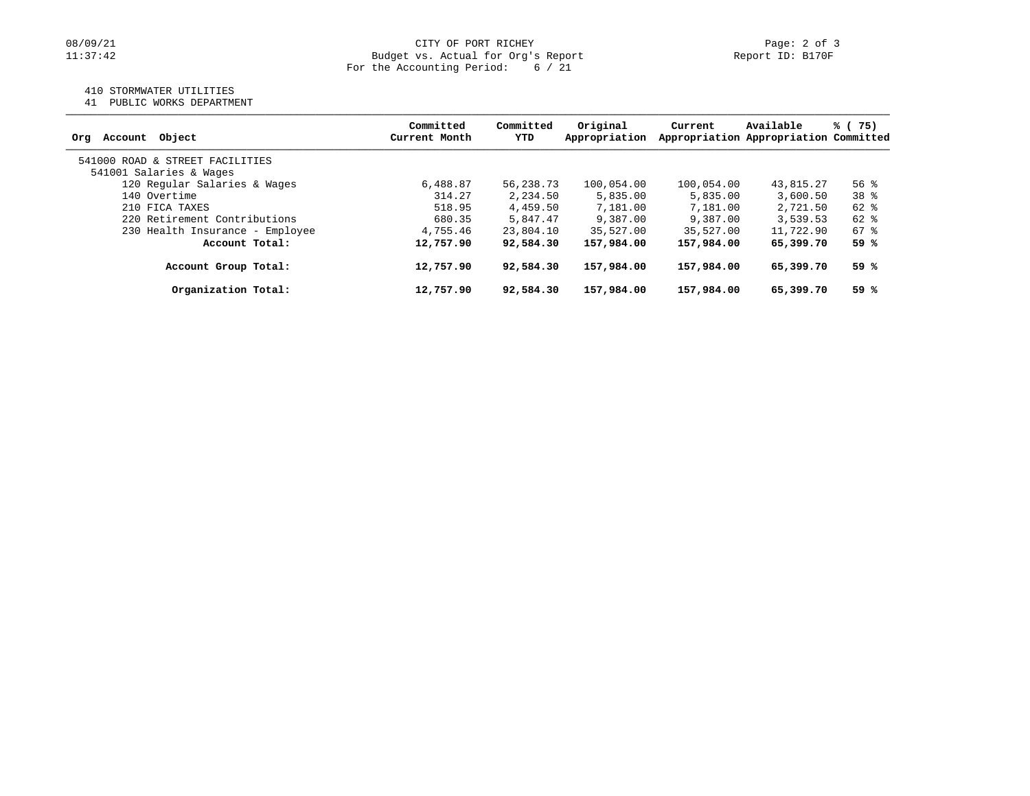CITY OF PORT RICHEY
Budget vs. Actual for Org's Report
For the Accounting Period: 6 / 21

08/09/21
11:37:42

Report ID: B170F

410 STORMWATER UTILITIES
41 PUBLIC WORKS DEPARTMENT

| Org Account Object | Committed Current Month | Committed YTD | Original Appropriation | Current Appropriation | Available Appropriation | % ( 75) Committed |
|---|---|---|---|---|---|---|
| 541000 ROAD & STREET FACILITIES | | | | | | |
| 541001 Salaries & Wages | | | | | | |
| 120 Regular Salaries & Wages | 6,488.87 | 56,238.73 | 100,054.00 | 100,054.00 | 43,815.27 | 56 % |
| 140 Overtime | 314.27 | 2,234.50 | 5,835.00 | 5,835.00 | 3,600.50 | 38 % |
| 210 FICA TAXES | 518.95 | 4,459.50 | 7,181.00 | 7,181.00 | 2,721.50 | 62 % |
| 220 Retirement Contributions | 680.35 | 5,847.47 | 9,387.00 | 9,387.00 | 3,539.53 | 62 % |
| 230 Health Insurance - Employee | 4,755.46 | 23,804.10 | 35,527.00 | 35,527.00 | 11,722.90 | 67 % |
| **Account Total:** | **12,757.90** | **92,584.30** | **157,984.00** | **157,984.00** | **65,399.70** | **59 %** |
| **Account Group Total:** | **12,757.90** | **92,584.30** | **157,984.00** | **157,984.00** | **65,399.70** | **59 %** |
| **Organization Total:** | **12,757.90** | **92,584.30** | **157,984.00** | **157,984.00** | **65,399.70** | **59 %** |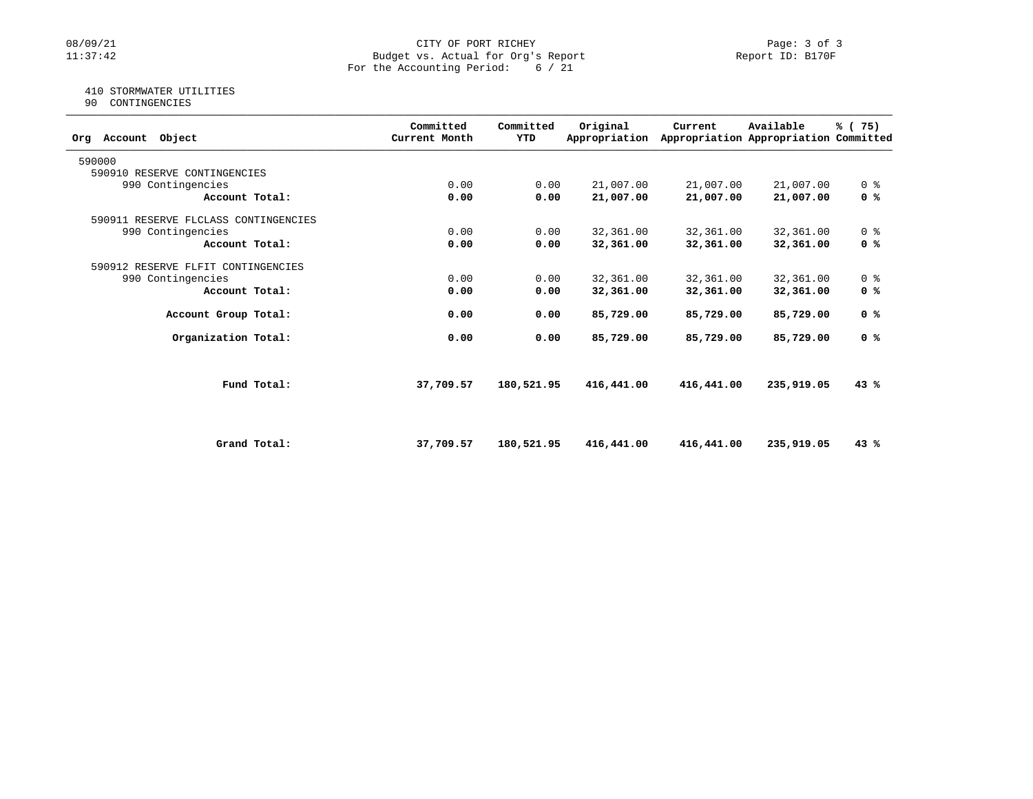CITY OF PORT RICHEY
Budget vs. Actual for Org's Report
For the Accounting Period: 6 / 21

410 STORMWATER UTILITIES
90 CONTINGENCIES

| Org Account Object | Committed Current Month | Committed YTD | Original Appropriation | Current Appropriation | Available Appropriation | % ( 75) Committed |
|---|---|---|---|---|---|---|
| 590000 | | | | | | |
| 590910 RESERVE CONTINGENCIES | | | | | | |
| 990 Contingencies | 0.00 | 0.00 | 21,007.00 | 21,007.00 | 21,007.00 | 0 % |
| **Account Total:** | **0.00** | **0.00** | **21,007.00** | **21,007.00** | **21,007.00** | **0 %** |
| 590911 RESERVE FLCLASS CONTINGENCIES | | | | | | |
| 990 Contingencies | 0.00 | 0.00 | 32,361.00 | 32,361.00 | 32,361.00 | 0 % |
| **Account Total:** | **0.00** | **0.00** | **32,361.00** | **32,361.00** | **32,361.00** | **0 %** |
| 590912 RESERVE FLFIT CONTINGENCIES | | | | | | |
| 990 Contingencies | 0.00 | 0.00 | 32,361.00 | 32,361.00 | 32,361.00 | 0 % |
| **Account Total:** | **0.00** | **0.00** | **32,361.00** | **32,361.00** | **32,361.00** | **0 %** |
| **Account Group Total:** | **0.00** | **0.00** | **85,729.00** | **85,729.00** | **85,729.00** | **0 %** |
| **Organization Total:** | **0.00** | **0.00** | **85,729.00** | **85,729.00** | **85,729.00** | **0 %** |
| **Fund Total:** | **37,709.57** | **180,521.95** | **416,441.00** | **416,441.00** | **235,919.05** | **43 %** |
| **Grand Total:** | **37,709.57** | **180,521.95** | **416,441.00** | **416,441.00** | **235,919.05** | **43 %** |